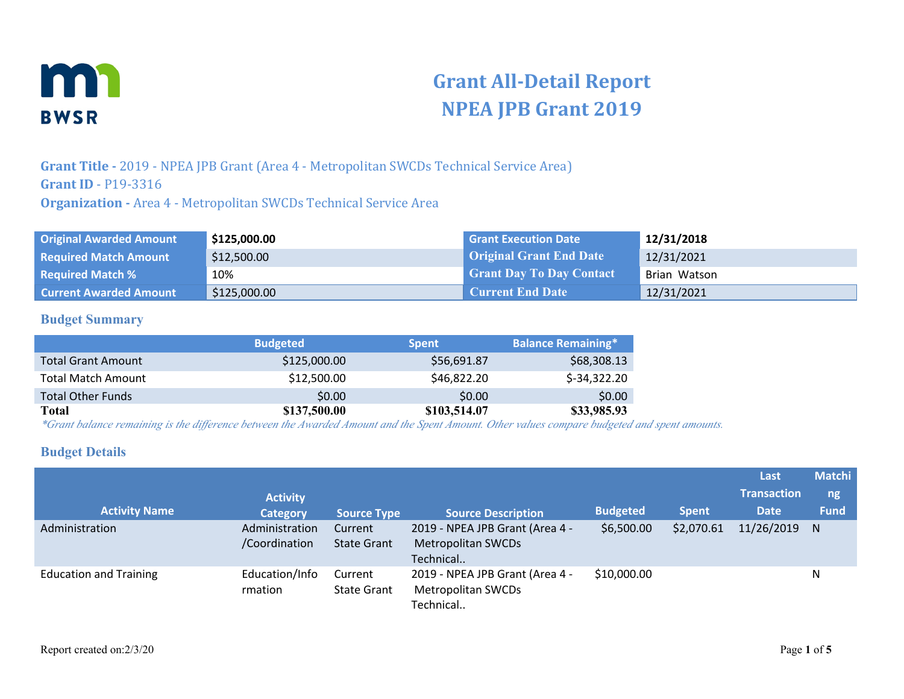# Grant All-Detail Report
# NPEA JPB Grant 2019

**Grant Title -** 2019 - NPEA JPB Grant (Area 4 - Metropolitan SWCDs Technical Service Area)
**Grant ID** - P19-3316
**Organization -** Area 4 - Metropolitan SWCDs Technical Service Area

| | | | |
|---|---|---|---|
| **Original Awarded Amount** | **$125,000.00** | **Grant Execution Date** | **12/31/2018** |
| **Required Match Amount** | $12,500.00 | **Original Grant End Date** | 12/31/2021 |
| **Required Match %** | 10% | **Grant Day To Day Contact** | Brian Watson |
| **Current Awarded Amount** | $125,000.00 | **Current End Date** | 12/31/2021 |

## Budget Summary

| | Budgeted | Spent | Balance Remaining* |
|---|---|---|---|
| Total Grant Amount | $125,000.00 | $56,691.87 | $68,308.13 |
| Total Match Amount | $12,500.00 | $46,822.20 | $-34,322.20 |
| Total Other Funds | $0.00 | $0.00 | $0.00 |
| **Total** | **$137,500.00** | **$103,514.07** | **$33,985.93** |

*\*Grant balance remaining is the difference between the Awarded Amount and the Spent Amount. Other values compare budgeted and spent amounts.*

## Budget Details

| Activity Name | Activity Category | Source Type | Source Description | Budgeted | Spent | Last Transaction Date | Matching Fund |
|---|---|---|---|---|---|---|---|
| Administration | Administration /Coordination | Current State Grant | 2019 - NPEA JPB Grant (Area 4 - Metropolitan SWCDs Technical.. | $6,500.00 | $2,070.61 | 11/26/2019 | N |
| Education and Training | Education/Information | Current State Grant | 2019 - NPEA JPB Grant (Area 4 - Metropolitan SWCDs Technical.. | $10,000.00 | | | N |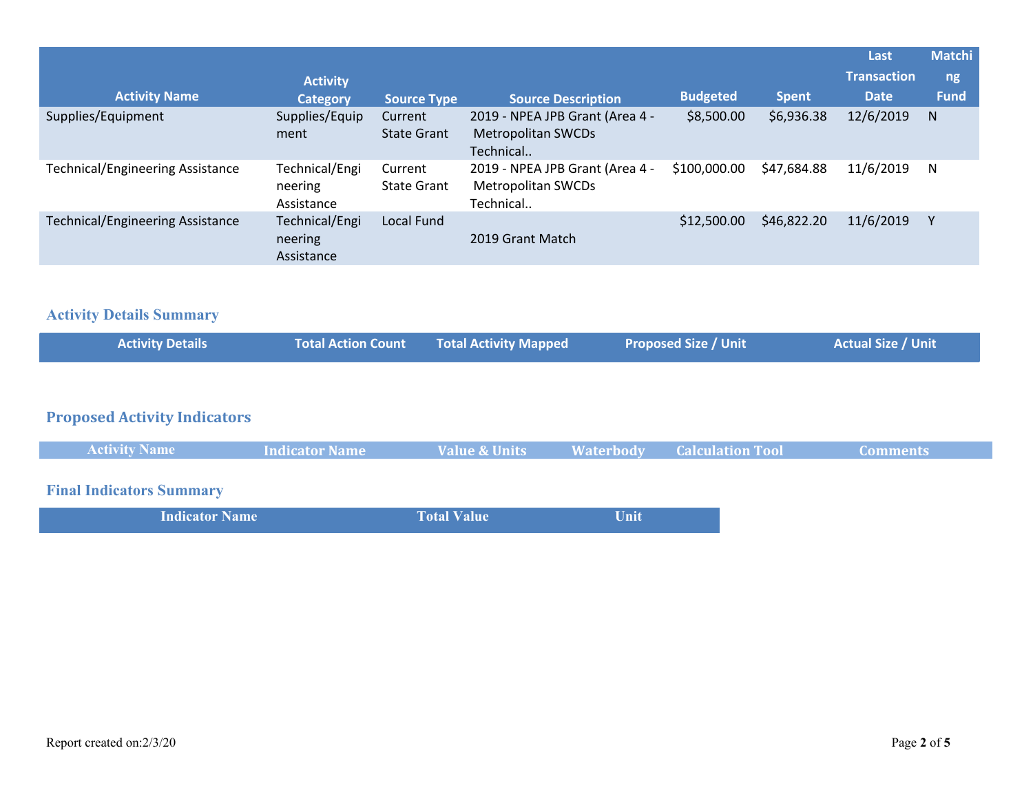| Activity Name | Activity Category | Source Type | Source Description | Budgeted | Spent | Last Transaction Date | Matching Fund |
|---|---|---|---|---|---|---|---|
| Supplies/Equipment | Supplies/Equipment | Current State Grant | 2019 - NPEA JPB Grant (Area 4 - Metropolitan SWCDs Technical.. | $8,500.00 | $6,936.38 | 12/6/2019 | N |
| Technical/Engineering Assistance | Technical/Engineering Assistance | Current State Grant | 2019 - NPEA JPB Grant (Area 4 - Metropolitan SWCDs Technical.. | $100,000.00 | $47,684.88 | 11/6/2019 | N |
| Technical/Engineering Assistance | Technical/Engineering Assistance | Local Fund | 2019 Grant Match | $12,500.00 | $46,822.20 | 11/6/2019 | Y |

## Activity Details Summary

| Activity Details | Total Action Count | Total Activity Mapped | Proposed Size / Unit | Actual Size / Unit |
|---|---|---|---|---|

## Proposed Activity Indicators

| Activity Name | Indicator Name | Value & Units | Waterbody | Calculation Tool | Comments |
|---|---|---|---|---|---|

## Final Indicators Summary

| Indicator Name | Total Value | Unit |
|---|---|---|

Report created on:2/3/20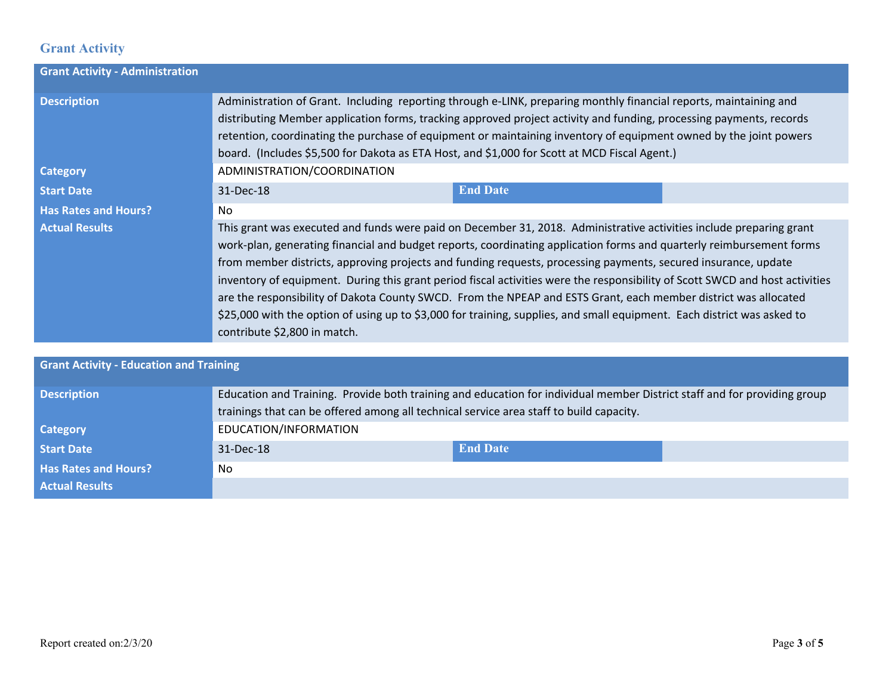## Grant Activity

| Grant Activity - Administration | | | |
|---|---|---|---|
| **Description** | Administration of Grant. Including reporting through e-LINK, preparing monthly financial reports, maintaining and distributing Member application forms, tracking approved project activity and funding, processing payments, records retention, coordinating the purchase of equipment or maintaining inventory of equipment owned by the joint powers board. (Includes $5,500 for Dakota as ETA Host, and $1,000 for Scott at MCD Fiscal Agent.) | | |
| **Category** | ADMINISTRATION/COORDINATION | | |
| **Start Date** | 31-Dec-18 | **End Date** | |
| **Has Rates and Hours?** | No | | |
| **Actual Results** | This grant was executed and funds were paid on December 31, 2018. Administrative activities include preparing grant work-plan, generating financial and budget reports, coordinating application forms and quarterly reimbursement forms from member districts, approving projects and funding requests, processing payments, secured insurance, update inventory of equipment. During this grant period fiscal activities were the responsibility of Scott SWCD and host activities are the responsibility of Dakota County SWCD. From the NPEAP and ESTS Grant, each member district was allocated $25,000 with the option of using up to $3,000 for training, supplies, and small equipment. Each district was asked to contribute $2,800 in match. | | |

| Grant Activity - Education and Training | | | |
|---|---|---|---|
| **Description** | Education and Training. Provide both training and education for individual member District staff and for providing group trainings that can be offered among all technical service area staff to build capacity. | | |
| **Category** | EDUCATION/INFORMATION | | |
| **Start Date** | 31-Dec-18 | **End Date** | |
| **Has Rates and Hours?** | No | | |
| **Actual Results** | | | |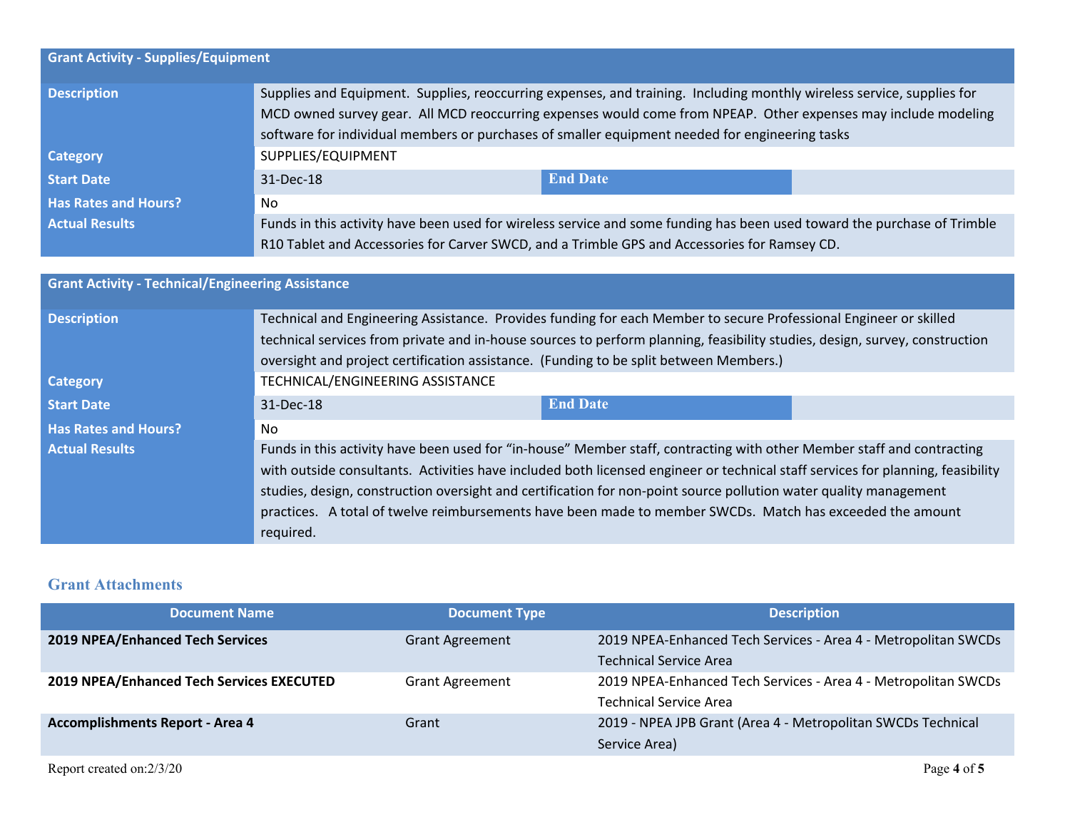| Grant Activity - Supplies/Equipment | | | |
|---|---|---|---|
| **Description** | Supplies and Equipment. Supplies, reoccurring expenses, and training. Including monthly wireless service, supplies for MCD owned survey gear. All MCD reoccurring expenses would come from NPEAP. Other expenses may include modeling software for individual members or purchases of smaller equipment needed for engineering tasks | | |
| **Category** | SUPPLIES/EQUIPMENT | | |
| **Start Date** | 31-Dec-18 | **End Date** | |
| **Has Rates and Hours?** | No | | |
| **Actual Results** | Funds in this activity have been used for wireless service and some funding has been used toward the purchase of Trimble R10 Tablet and Accessories for Carver SWCD, and a Trimble GPS and Accessories for Ramsey CD. | | |

| Grant Activity - Technical/Engineering Assistance | | | |
|---|---|---|---|
| **Description** | Technical and Engineering Assistance. Provides funding for each Member to secure Professional Engineer or skilled technical services from private and in-house sources to perform planning, feasibility studies, design, survey, construction oversight and project certification assistance. (Funding to be split between Members.) | | |
| **Category** | TECHNICAL/ENGINEERING ASSISTANCE | | |
| **Start Date** | 31-Dec-18 | **End Date** | |
| **Has Rates and Hours?** | No | | |
| **Actual Results** | Funds in this activity have been used for "in-house" Member staff, contracting with other Member staff and contracting with outside consultants. Activities have included both licensed engineer or technical staff services for planning, feasibility studies, design, construction oversight and certification for non-point source pollution water quality management practices. A total of twelve reimbursements have been made to member SWCDs. Match has exceeded the amount required. | | |

## Grant Attachments

| Document Name | Document Type | Description |
|---|---|---|
| **2019 NPEA/Enhanced Tech Services** | Grant Agreement | 2019 NPEA-Enhanced Tech Services - Area 4 - Metropolitan SWCDs Technical Service Area |
| **2019 NPEA/Enhanced Tech Services EXECUTED** | Grant Agreement | 2019 NPEA-Enhanced Tech Services - Area 4 - Metropolitan SWCDs Technical Service Area |
| **Accomplishments Report - Area 4** | Grant | 2019 - NPEA JPB Grant (Area 4 - Metropolitan SWCDs Technical Service Area) |

Report created on:2/3/20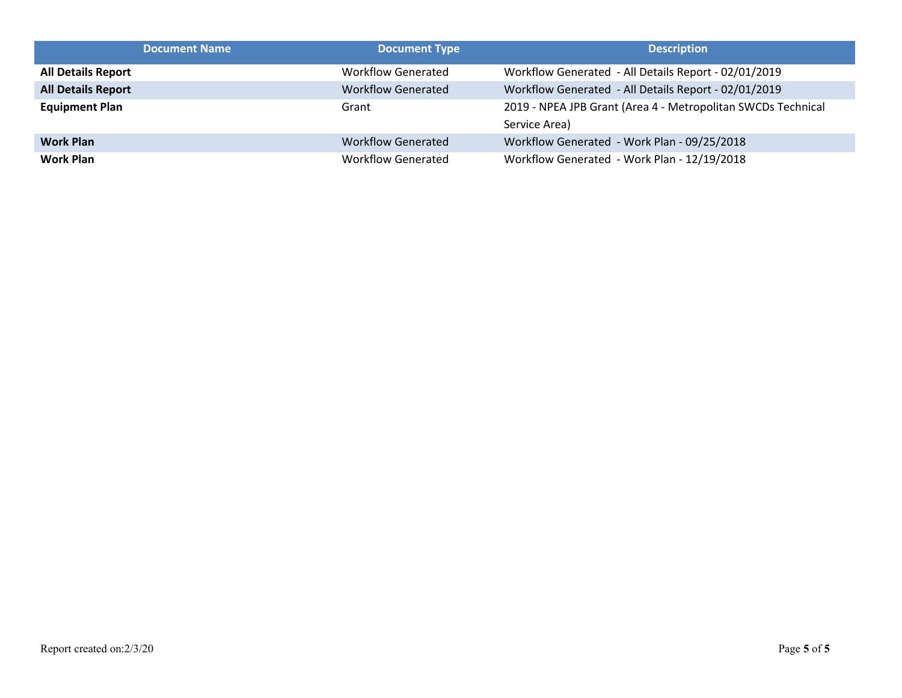| Document Name | Document Type | Description |
| --- | --- | --- |
| **All Details Report** | Workflow Generated | Workflow Generated  - All Details Report - 02/01/2019 |
| **All Details Report** | Workflow Generated | Workflow Generated  - All Details Report - 02/01/2019 |
| **Equipment Plan** | Grant | 2019 - NPEA JPB Grant (Area 4 - Metropolitan SWCDs Technical Service Area) |
| **Work Plan** | Workflow Generated | Workflow Generated  - Work Plan - 09/25/2018 |
| **Work Plan** | Workflow Generated | Workflow Generated  - Work Plan - 12/19/2018 |

Report created on:2/3/20